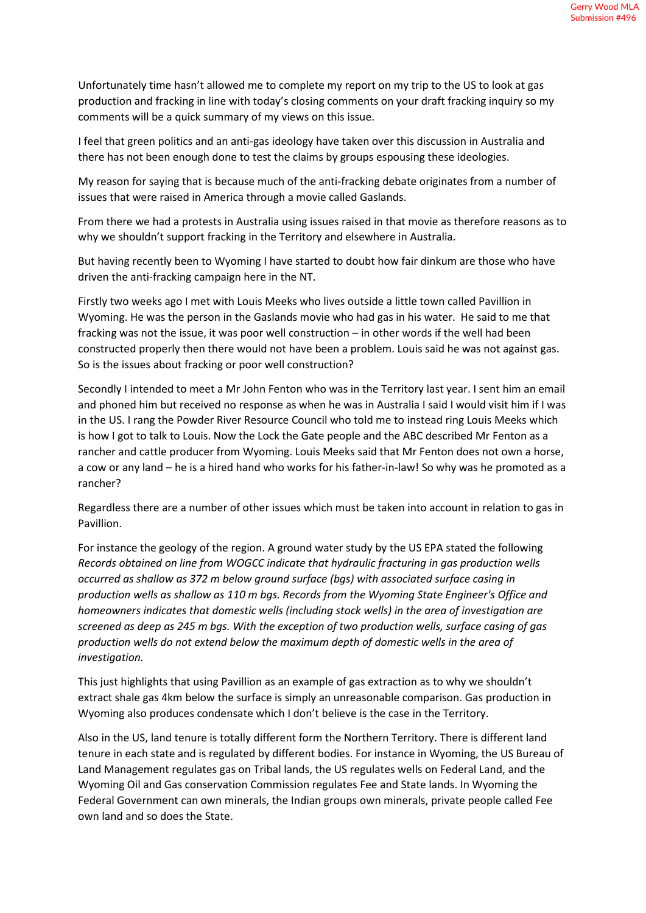Gerry Wood MLA
Submission #496

Unfortunately time hasn't allowed me to complete my report on my trip to the US to look at gas production and fracking in line with today's closing comments on your draft fracking inquiry so my comments will be a quick summary of my views on this issue.

I feel that green politics and an anti-gas ideology have taken over this discussion in Australia and there has not been enough done to test the claims by groups espousing these ideologies.

My reason for saying that is because much of the anti-fracking debate originates from a number of issues that were raised in America through a movie called Gaslands.

From there we had a protests in Australia using issues raised in that movie as therefore reasons as to why we shouldn't support fracking in the Territory and elsewhere in Australia.

But having recently been to Wyoming I have started to doubt how fair dinkum are those who have driven the anti-fracking campaign here in the NT.

Firstly two weeks ago I met with Louis Meeks who lives outside a little town called Pavillion in Wyoming. He was the person in the Gaslands movie who had gas in his water. He said to me that fracking was not the issue, it was poor well construction – in other words if the well had been constructed properly then there would not have been a problem. Louis said he was not against gas. So is the issues about fracking or poor well construction?

Secondly I intended to meet a Mr John Fenton who was in the Territory last year. I sent him an email and phoned him but received no response as when he was in Australia I said I would visit him if I was in the US. I rang the Powder River Resource Council who told me to instead ring Louis Meeks which is how I got to talk to Louis. Now the Lock the Gate people and the ABC described Mr Fenton as a rancher and cattle producer from Wyoming. Louis Meeks said that Mr Fenton does not own a horse, a cow or any land – he is a hired hand who works for his father-in-law! So why was he promoted as a rancher?

Regardless there are a number of other issues which must be taken into account in relation to gas in Pavillion.

For instance the geology of the region. A ground water study by the US EPA stated the following *Records obtained on line from WOGCC indicate that hydraulic fracturing in gas production wells occurred as shallow as 372 m below ground surface (bgs) with associated surface casing in production wells as shallow as 110 m bgs. Records from the Wyoming State Engineer's Office and homeowners indicates that domestic wells (including stock wells) in the area of investigation are screened as deep as 245 m bgs. With the exception of two production wells, surface casing of gas production wells do not extend below the maximum depth of domestic wells in the area of investigation.*

This just highlights that using Pavillion as an example of gas extraction as to why we shouldn't extract shale gas 4km below the surface is simply an unreasonable comparison. Gas production in Wyoming also produces condensate which I don't believe is the case in the Territory.

Also in the US, land tenure is totally different form the Northern Territory. There is different land tenure in each state and is regulated by different bodies. For instance in Wyoming, the US Bureau of Land Management regulates gas on Tribal lands, the US regulates wells on Federal Land, and the Wyoming Oil and Gas conservation Commission regulates Fee and State lands. In Wyoming the Federal Government can own minerals, the Indian groups own minerals, private people called Fee own land and so does the State.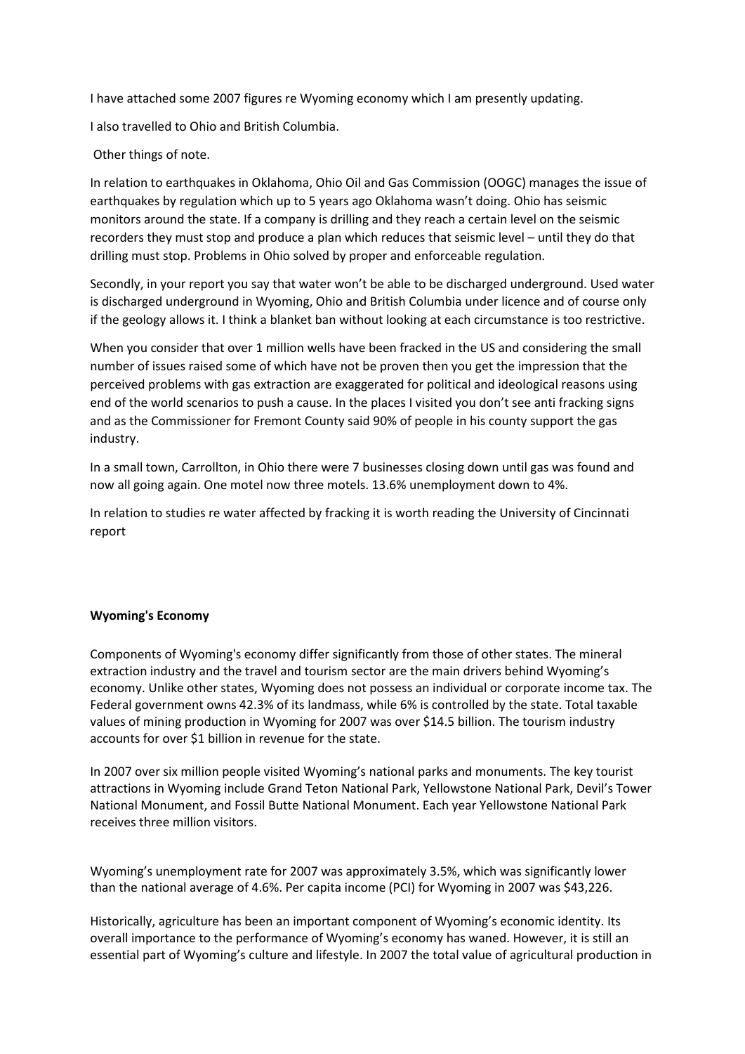I have attached some 2007 figures re Wyoming economy which I am presently updating.

I also travelled to Ohio and British Columbia.

Other things of note.

In relation to earthquakes in Oklahoma, Ohio Oil and Gas Commission (OOGC) manages the issue of earthquakes by regulation which up to 5 years ago Oklahoma wasn't doing. Ohio has seismic monitors around the state. If a company is drilling and they reach a certain level on the seismic recorders they must stop and produce a plan which reduces that seismic level – until they do that drilling must stop. Problems in Ohio solved by proper and enforceable regulation.

Secondly, in your report you say that water won't be able to be discharged underground. Used water is discharged underground in Wyoming, Ohio and British Columbia under licence and of course only if the geology allows it. I think a blanket ban without looking at each circumstance is too restrictive.

When you consider that over 1 million wells have been fracked in the US and considering the small number of issues raised some of which have not be proven then you get the impression that the perceived problems with gas extraction are exaggerated for political and ideological reasons using end of the world scenarios to push a cause. In the places I visited you don't see anti fracking signs and as the Commissioner for Fremont County said 90% of people in his county support the gas industry.

In a small town, Carrollton, in Ohio there were 7 businesses closing down until gas was found and now all going again. One motel now three motels. 13.6% unemployment down to 4%.

In relation to studies re water affected by fracking it is worth reading the University of Cincinnati report

**Wyoming's Economy**

Components of Wyoming's economy differ significantly from those of other states. The mineral extraction industry and the travel and tourism sector are the main drivers behind Wyoming's economy. Unlike other states, Wyoming does not possess an individual or corporate income tax. The Federal government owns 42.3% of its landmass, while 6% is controlled by the state. Total taxable values of mining production in Wyoming for 2007 was over $14.5 billion. The tourism industry accounts for over $1 billion in revenue for the state.

In 2007 over six million people visited Wyoming's national parks and monuments. The key tourist attractions in Wyoming include Grand Teton National Park, Yellowstone National Park, Devil's Tower National Monument, and Fossil Butte National Monument. Each year Yellowstone National Park receives three million visitors.

Wyoming's unemployment rate for 2007 was approximately 3.5%, which was significantly lower than the national average of 4.6%. Per capita income (PCI) for Wyoming in 2007 was $43,226.

Historically, agriculture has been an important component of Wyoming's economic identity. Its overall importance to the performance of Wyoming's economy has waned. However, it is still an essential part of Wyoming's culture and lifestyle. In 2007 the total value of agricultural production in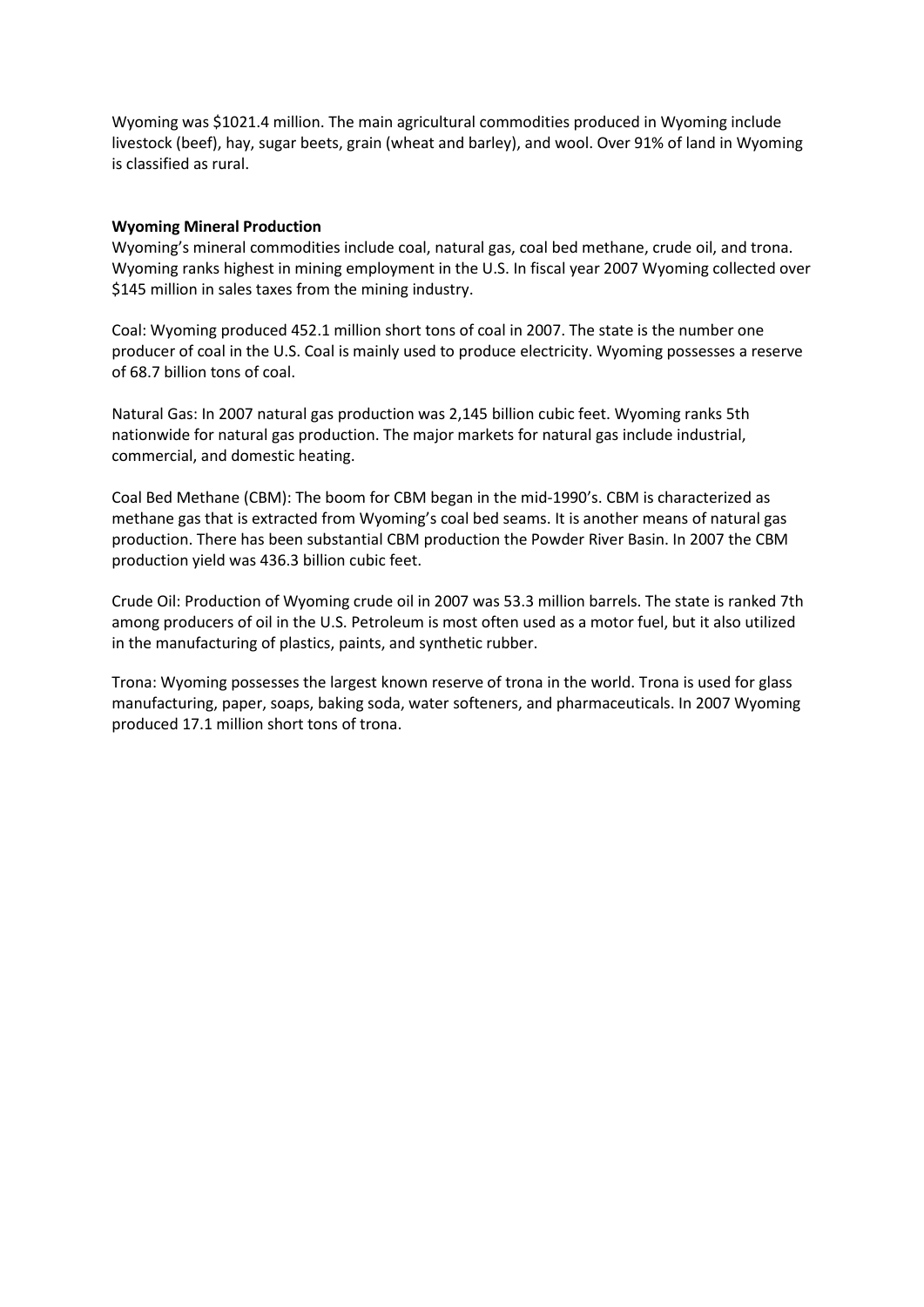Wyoming was $1021.4 million. The main agricultural commodities produced in Wyoming include livestock (beef), hay, sugar beets, grain (wheat and barley), and wool. Over 91% of land in Wyoming is classified as rural.

**Wyoming Mineral Production**

Wyoming's mineral commodities include coal, natural gas, coal bed methane, crude oil, and trona. Wyoming ranks highest in mining employment in the U.S. In fiscal year 2007 Wyoming collected over $145 million in sales taxes from the mining industry.

Coal: Wyoming produced 452.1 million short tons of coal in 2007. The state is the number one producer of coal in the U.S. Coal is mainly used to produce electricity. Wyoming possesses a reserve of 68.7 billion tons of coal.

Natural Gas: In 2007 natural gas production was 2,145 billion cubic feet. Wyoming ranks 5th nationwide for natural gas production. The major markets for natural gas include industrial, commercial, and domestic heating.

Coal Bed Methane (CBM): The boom for CBM began in the mid-1990's. CBM is characterized as methane gas that is extracted from Wyoming's coal bed seams. It is another means of natural gas production. There has been substantial CBM production the Powder River Basin. In 2007 the CBM production yield was 436.3 billion cubic feet.

Crude Oil: Production of Wyoming crude oil in 2007 was 53.3 million barrels. The state is ranked 7th among producers of oil in the U.S. Petroleum is most often used as a motor fuel, but it also utilized in the manufacturing of plastics, paints, and synthetic rubber.

Trona: Wyoming possesses the largest known reserve of trona in the world. Trona is used for glass manufacturing, paper, soaps, baking soda, water softeners, and pharmaceuticals. In 2007 Wyoming produced 17.1 million short tons of trona.